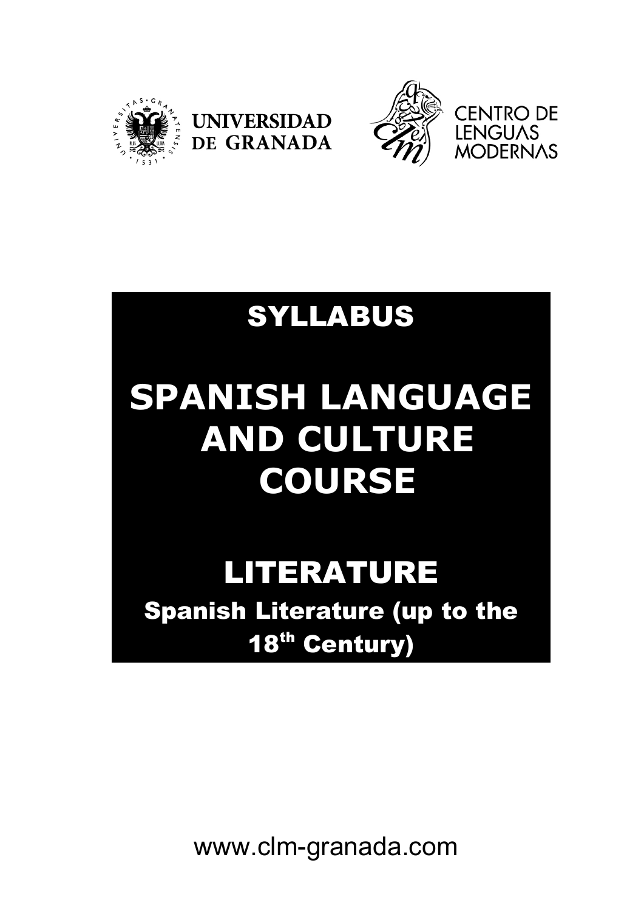UNIVERSIDAD DE GRANADA

CENTRO DE LENGUAS MODERNAS

# SYLLABUS

# SPANISH LANGUAGE AND CULTURE COURSE

## LITERATURE

### Spanish Literature (up to the 18th Century)

www.clm-granada.com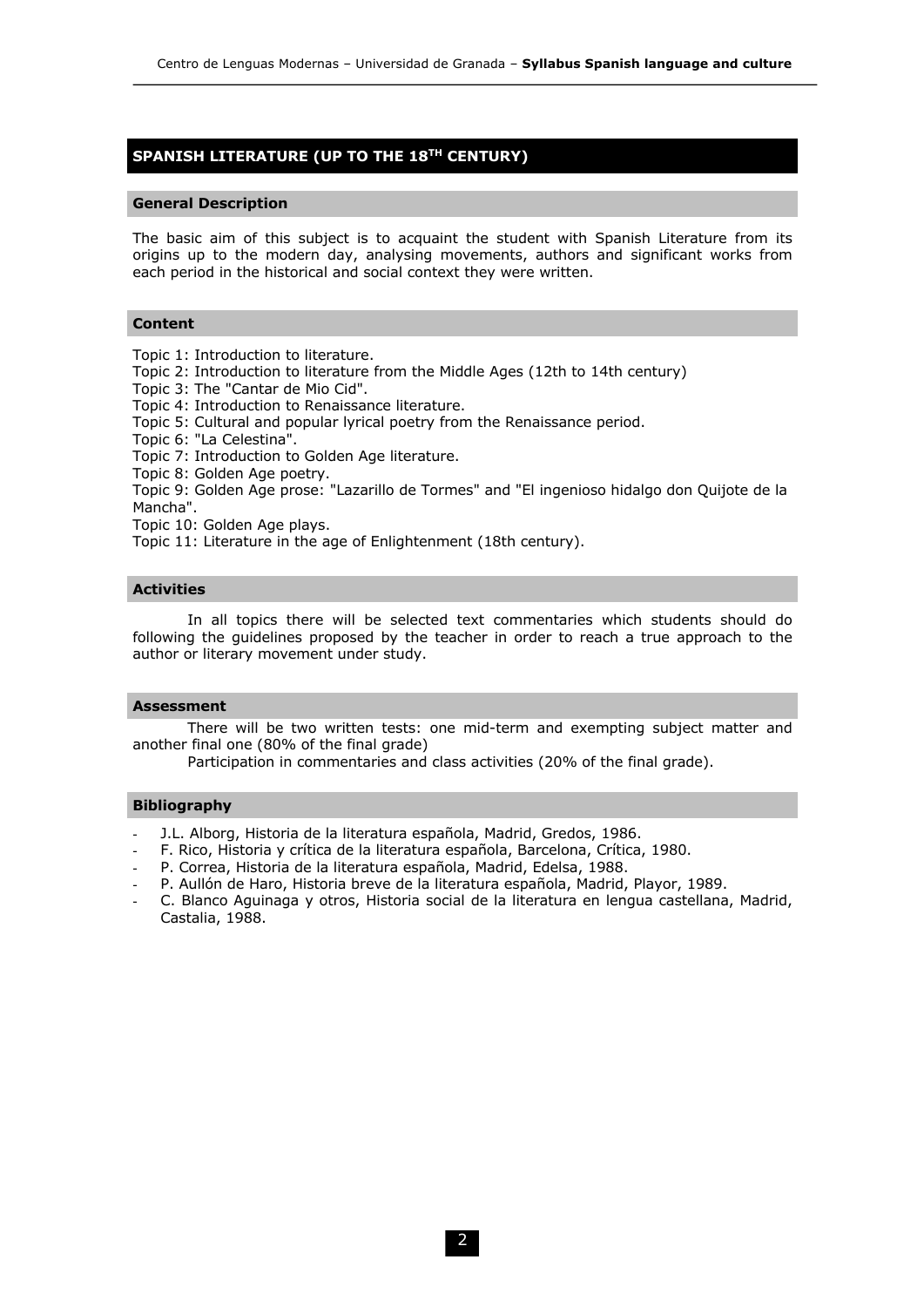# SPANISH LITERATURE (UP TO THE 18TH CENTURY)

## General Description

The basic aim of this subject is to acquaint the student with Spanish Literature from its origins up to the modern day, analysing movements, authors and significant works from each period in the historical and social context they were written.

## Content

Topic 1: Introduction to literature.
Topic 2: Introduction to literature from the Middle Ages (12th to 14th century)
Topic 3: The "Cantar de Mio Cid".
Topic 4: Introduction to Renaissance literature.
Topic 5: Cultural and popular lyrical poetry from the Renaissance period.
Topic 6: "La Celestina".
Topic 7: Introduction to Golden Age literature.
Topic 8: Golden Age poetry.
Topic 9: Golden Age prose: "Lazarillo de Tormes" and "El ingenioso hidalgo don Quijote de la Mancha".
Topic 10: Golden Age plays.
Topic 11: Literature in the age of Enlightenment (18th century).

## Activities

In all topics there will be selected text commentaries which students should do following the guidelines proposed by the teacher in order to reach a true approach to the author or literary movement under study.

## Assessment

There will be two written tests: one mid-term and exempting subject matter and another final one (80% of the final grade)

Participation in commentaries and class activities (20% of the final grade).

## Bibliography

- J.L. Alborg, Historia de la literatura española, Madrid, Gredos, 1986.
- F. Rico, Historia y crítica de la literatura española, Barcelona, Crítica, 1980.
- P. Correa, Historia de la literatura española, Madrid, Edelsa, 1988.
- P. Aullón de Haro, Historia breve de la literatura española, Madrid, Playor, 1989.
- C. Blanco Aguinaga y otros, Historia social de la literatura en lengua castellana, Madrid, Castalia, 1988.